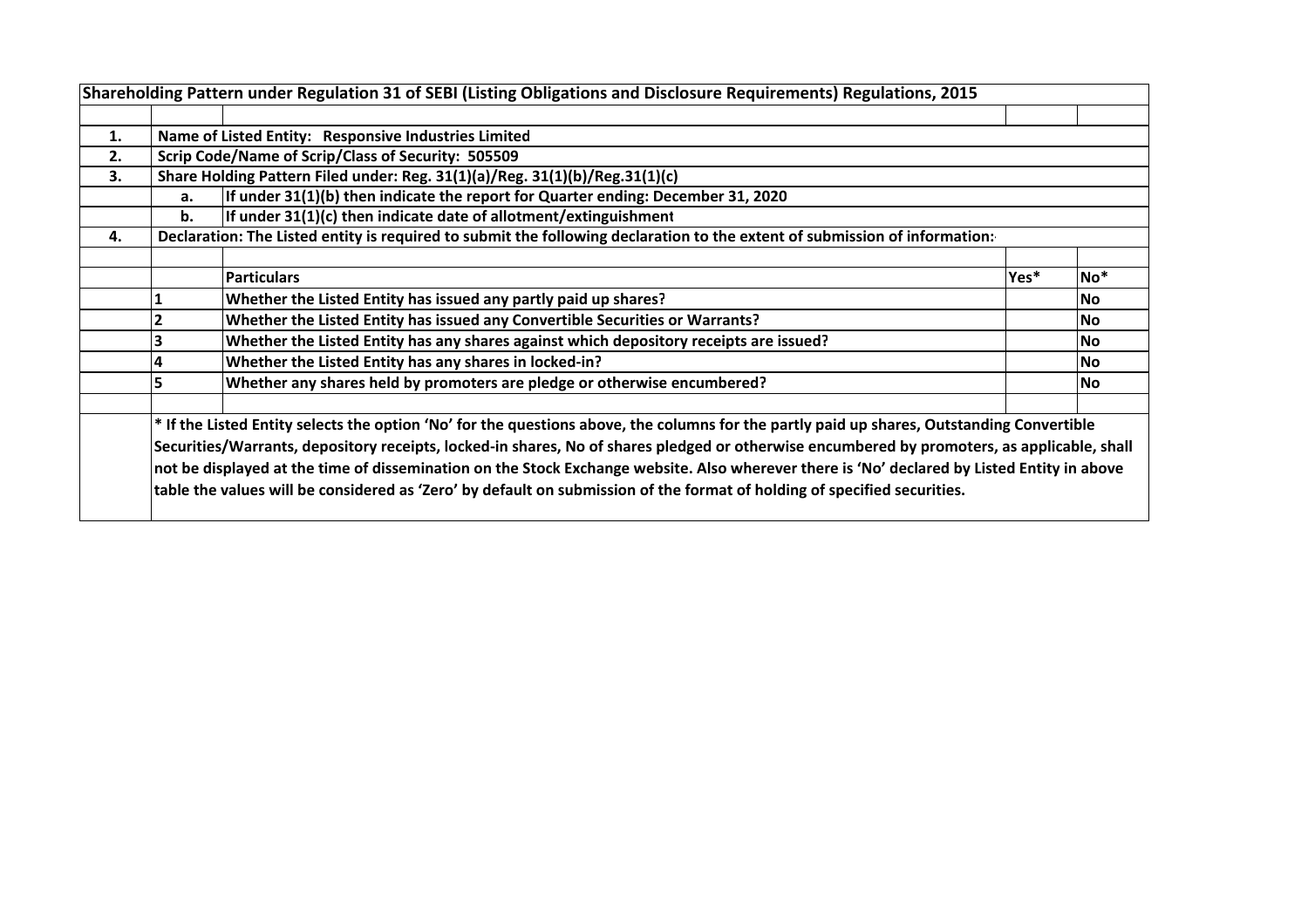# Shareholding Pattern under Regulation 31 of SEBI (Listing Obligations and Disclosure Requirements) Regulations, 2015

| | | | | |
|---|---|---|---|---|
| 1. | Name of Listed Entity: Responsive Industries Limited | | | |
| 2. | Scrip Code/Name of Scrip/Class of Security: 505509 | | | |
| 3. | Share Holding Pattern Filed under: Reg. 31(1)(a)/Reg. 31(1)(b)/Reg.31(1)(c) | | | |
| | a. | If under 31(1)(b) then indicate the report for Quarter ending: December 31, 2020 | | |
| | b. | If under 31(1)(c) then indicate date of allotment/extinguishment | | |
| 4. | Declaration: The Listed entity is required to submit the following declaration to the extent of submission of information: | | | |
| | | Particulars | Yes* | No* |
| | 1 | Whether the Listed Entity has issued any partly paid up shares? | | No |
| | 2 | Whether the Listed Entity has issued any Convertible Securities or Warrants? | | No |
| | 3 | Whether the Listed Entity has any shares against which depository receipts are issued? | | No |
| | 4 | Whether the Listed Entity has any shares in locked-in? | | No |
| | 5 | Whether any shares held by promoters are pledge or otherwise encumbered? | | No |

* If the Listed Entity selects the option 'No' for the questions above, the columns for the partly paid up shares, Outstanding Convertible Securities/Warrants, depository receipts, locked-in shares, No of shares pledged or otherwise encumbered by promoters, as applicable, shall not be displayed at the time of dissemination on the Stock Exchange website. Also wherever there is 'No' declared by Listed Entity in above table the values will be considered as 'Zero' by default on submission of the format of holding of specified securities.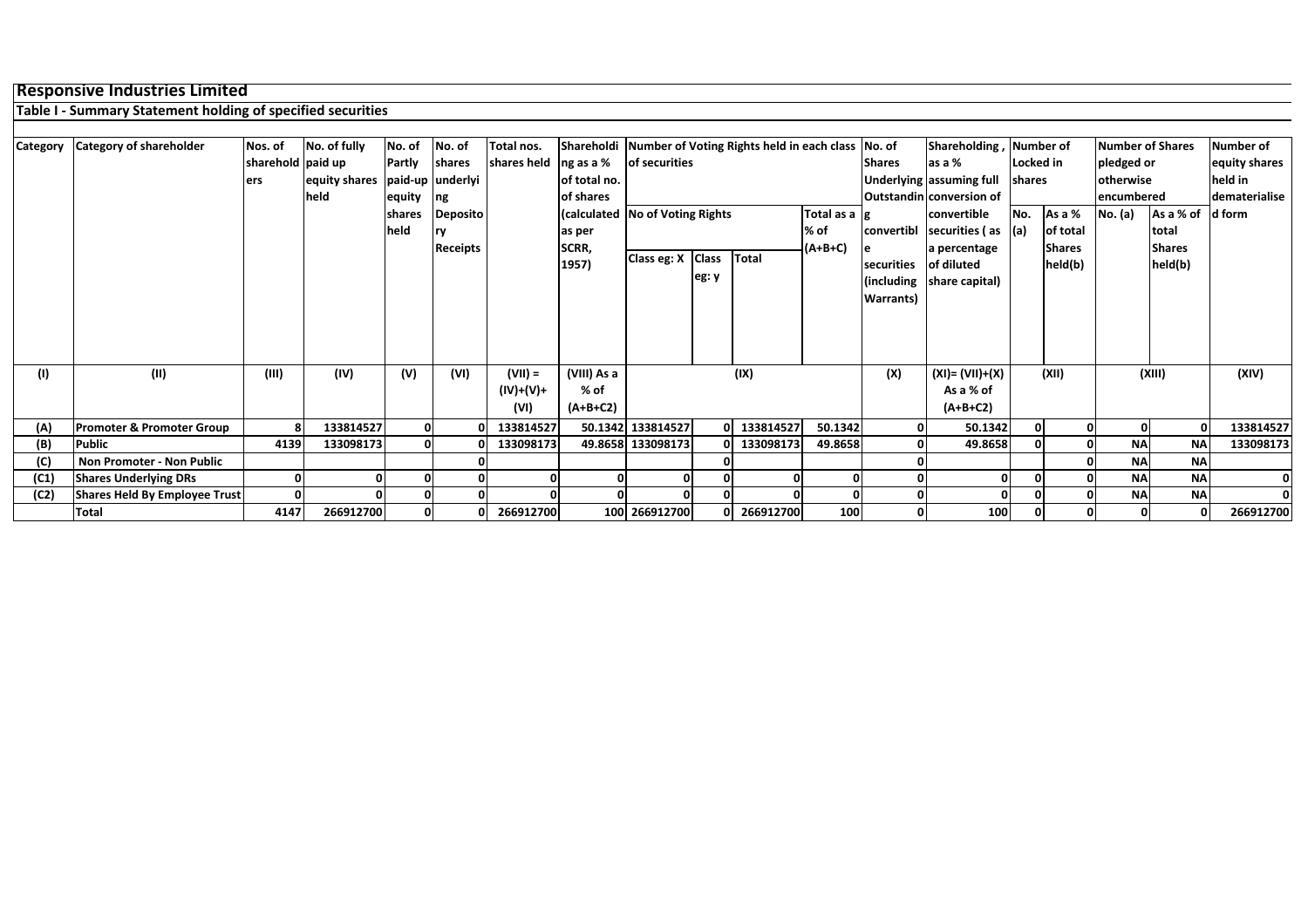# Responsive Industries Limited

## Table I - Summary Statement holding of specified securities

| Category | Category of shareholder | Nos. of shareholders | No. of fully paid up equity shares held | No. of Partly paid-up equity shares held | No. of shares underlying Depository Receipts | Total nos. shares held | Shareholding as a % of total no. of shares (calculated as per SCRR, 1957) | Number of Voting Rights held in each class of securities | | | | No. of Shares Underlying Outstanding convertible securities (including Warrants) | Shareholding , as a % assuming full conversion of convertible securities ( as a percentage of diluted share capital) | Number of Locked in shares | | Number of Shares pledged or otherwise encumbered | | Number of equity shares held in dematerialised form |
|---|---|---|---|---|---|---|---|---|---|---|---|---|---|---|---|---|---|---|
| | | | | | | | | No of Voting Rights | | | Total as a % of (A+B+C) | | | No. (a) | As a % of total Shares held(b) | No. (a) | As a % of total Shares held(b) | |
| | | | | | | | | Class eg: X | Class eg: y | Total | | | | | | | | |
| (I) | (II) | (III) | (IV) | (V) | (VI) | (VII) = (IV)+(V)+ (VI) | (VIII) As a % of (A+B+C2) | (IX) | | | | (X) | (XI)= (VII)+(X) As a % of (A+B+C2) | (XII) | | (XIII) | | (XIV) |
| (A) | Promoter & Promoter Group | 8 | 133814527 | 0 | 0 | 133814527 | 50.1342 | 133814527 | 0 | 133814527 | 50.1342 | 0 | 50.1342 | 0 | 0 | 0 | 0 | 133814527 |
| (B) | Public | 4139 | 133098173 | 0 | 0 | 133098173 | 49.8658 | 133098173 | 0 | 133098173 | 49.8658 | 0 | 49.8658 | 0 | 0 | NA | NA | 133098173 |
| (C) | Non Promoter - Non Public | | | | 0 | | | | 0 | | | 0 | | | 0 | NA | NA | |
| (C1) | Shares Underlying DRs | 0 | 0 | 0 | 0 | 0 | 0 | 0 | 0 | 0 | 0 | 0 | 0 | 0 | 0 | NA | NA | 0 |
| (C2) | Shares Held By Employee Trust | 0 | 0 | 0 | 0 | 0 | 0 | 0 | 0 | 0 | 0 | 0 | 0 | 0 | 0 | NA | NA | 0 |
| | Total | 4147 | 266912700 | 0 | 0 | 266912700 | 100 | 266912700 | 0 | 266912700 | 100 | 0 | 100 | 0 | 0 | 0 | 0 | 266912700 |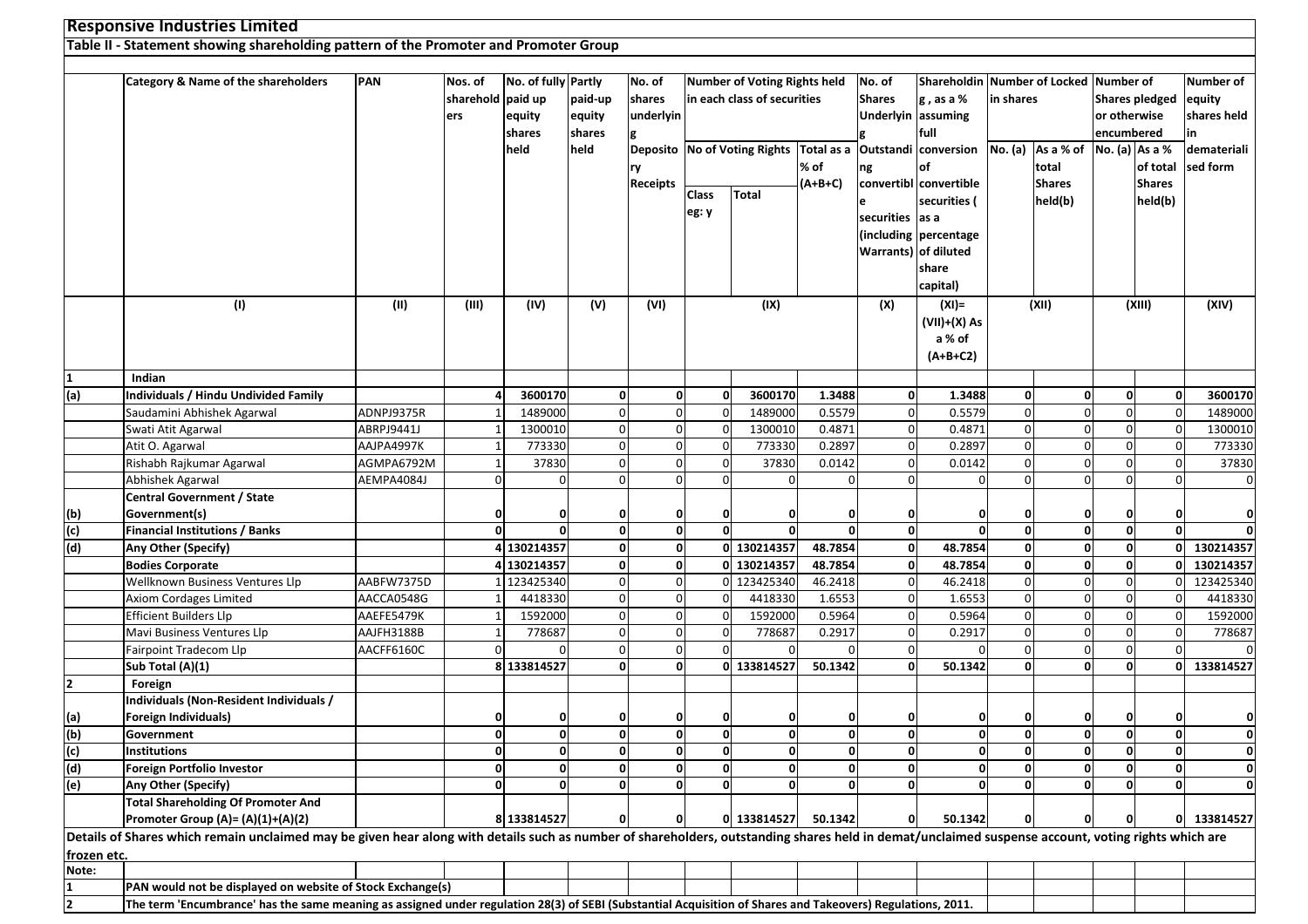# Responsive Industries Limited

## Table II - Statement showing shareholding pattern of the Promoter and Promoter Group

| | Category & Name of the shareholders | PAN | Nos. of shareholders | No. of fully paid up equity shares held | Partly paid-up equity shares held | No. of shares underlying Depository Receipts | Number of Voting Rights held in each class of securities | | | No. of Shares Underlying Outstanding convertible securities (including Warrants) | Shareholding , as a % assuming full conversion of convertible securities ( as a percentage of diluted share capital) | Number of Locked in shares | | Number of Shares pledged or otherwise encumbered | | Number of equity shares held in dematerialised form |
|---|---|---|---|---|---|---|---|---|---|---|---|---|---|---|---|---|
| | | | | | | | No of Voting Rights | | Total as a % of (A+B+C) | | | No. (a) | As a % of total Shares held(b) | No. (a) | As a % of total Shares held(b) | |
| | | | | | | | Class eg: y | Total | | | | | | | | |
| | (I) | (II) | (III) | (IV) | (V) | (VI) | (IX) | | | (X) | (XI)= (VII)+(X) As a % of (A+B+C2) | (XII) | | (XIII) | | (XIV) |
| 1 | **Indian** | | | | | | | | | | | | | | | |
| (a) | **Individuals / Hindu Undivided Family** | | **4** | **3600170** | **0** | **0** | **0** | **3600170** | **1.3488** | **0** | **1.3488** | **0** | **0** | **0** | **0** | **3600170** |
| | Saudamini Abhishek Agarwal | ADNPJ9375R | 1 | 1489000 | 0 | 0 | 0 | 1489000 | 0.5579 | 0 | 0.5579 | 0 | 0 | 0 | 0 | 1489000 |
| | Swati Atit Agarwal | ABRPJ9441J | 1 | 1300010 | 0 | 0 | 0 | 1300010 | 0.4871 | 0 | 0.4871 | 0 | 0 | 0 | 0 | 1300010 |
| | Atit O. Agarwal | AAJPA4997K | 1 | 773330 | 0 | 0 | 0 | 773330 | 0.2897 | 0 | 0.2897 | 0 | 0 | 0 | 0 | 773330 |
| | Rishabh Rajkumar Agarwal | AGMPA6792M | 1 | 37830 | 0 | 0 | 0 | 37830 | 0.0142 | 0 | 0.0142 | 0 | 0 | 0 | 0 | 37830 |
| | Abhishek Agarwal | AEMPA4084J | 0 | 0 | 0 | 0 | 0 | 0 | 0 | 0 | 0 | 0 | 0 | 0 | 0 | 0 |
| (b) | **Central Government / State Government(s)** | | **0** | **0** | **0** | **0** | **0** | **0** | **0** | **0** | **0** | **0** | **0** | **0** | **0** | **0** |
| (c) | **Financial Institutions / Banks** | | **0** | **0** | **0** | **0** | **0** | **0** | **0** | **0** | **0** | **0** | **0** | **0** | **0** | **0** |
| (d) | **Any Other (Specify)** | | **4** | **130214357** | **0** | **0** | **0** | **130214357** | **48.7854** | **0** | **48.7854** | **0** | **0** | **0** | **0** | **130214357** |
| | **Bodies Corporate** | | **4** | **130214357** | **0** | **0** | **0** | **130214357** | **48.7854** | **0** | **48.7854** | **0** | **0** | **0** | **0** | **130214357** |
| | Wellknown Business Ventures Llp | AABFW7375D | 1 | 123425340 | 0 | 0 | 0 | 123425340 | 46.2418 | 0 | 46.2418 | 0 | 0 | 0 | 0 | 123425340 |
| | Axiom Cordages Limited | AACCA0548G | 1 | 4418330 | 0 | 0 | 0 | 4418330 | 1.6553 | 0 | 1.6553 | 0 | 0 | 0 | 0 | 4418330 |
| | Efficient Builders Llp | AAEFE5479K | 1 | 1592000 | 0 | 0 | 0 | 1592000 | 0.5964 | 0 | 0.5964 | 0 | 0 | 0 | 0 | 1592000 |
| | Mavi Business Ventures Llp | AAJFH3188B | 1 | 778687 | 0 | 0 | 0 | 778687 | 0.2917 | 0 | 0.2917 | 0 | 0 | 0 | 0 | 778687 |
| | Fairpoint Tradecom Llp | AACFF6160C | 0 | 0 | 0 | 0 | 0 | 0 | 0 | 0 | 0 | 0 | 0 | 0 | 0 | 0 |
| | **Sub Total (A)(1)** | | **8** | **133814527** | **0** | **0** | **0** | **133814527** | **50.1342** | **0** | **50.1342** | **0** | **0** | **0** | **0** | **133814527** |
| 2 | **Foreign** | | | | | | | | | | | | | | | |
| (a) | **Individuals (Non-Resident Individuals / Foreign Individuals)** | | **0** | **0** | **0** | **0** | **0** | **0** | **0** | **0** | **0** | **0** | **0** | **0** | **0** | **0** |
| (b) | **Government** | | **0** | **0** | **0** | **0** | **0** | **0** | **0** | **0** | **0** | **0** | **0** | **0** | **0** | **0** |
| (c) | **Institutions** | | **0** | **0** | **0** | **0** | **0** | **0** | **0** | **0** | **0** | **0** | **0** | **0** | **0** | **0** |
| (d) | **Foreign Portfolio Investor** | | **0** | **0** | **0** | **0** | **0** | **0** | **0** | **0** | **0** | **0** | **0** | **0** | **0** | **0** |
| (e) | **Any Other (Specify)** | | **0** | **0** | **0** | **0** | **0** | **0** | **0** | **0** | **0** | **0** | **0** | **0** | **0** | **0** |
| | **Total Shareholding Of Promoter And Promoter Group (A)= (A)(1)+(A)(2)** | | **8** | **133814527** | **0** | **0** | **0** | **133814527** | **50.1342** | **0** | **50.1342** | **0** | **0** | **0** | **0** | **133814527** |

**Details of Shares which remain unclaimed may be given hear along with details such as number of shareholders, outstanding shares held in demat/unclaimed suspense account, voting rights which are frozen etc.**

**Note:**

1. **PAN would not be displayed on website of Stock Exchange(s)**
2. **The term 'Encumbrance' has the same meaning as assigned under regulation 28(3) of SEBI (Substantial Acquisition of Shares and Takeovers) Regulations, 2011.**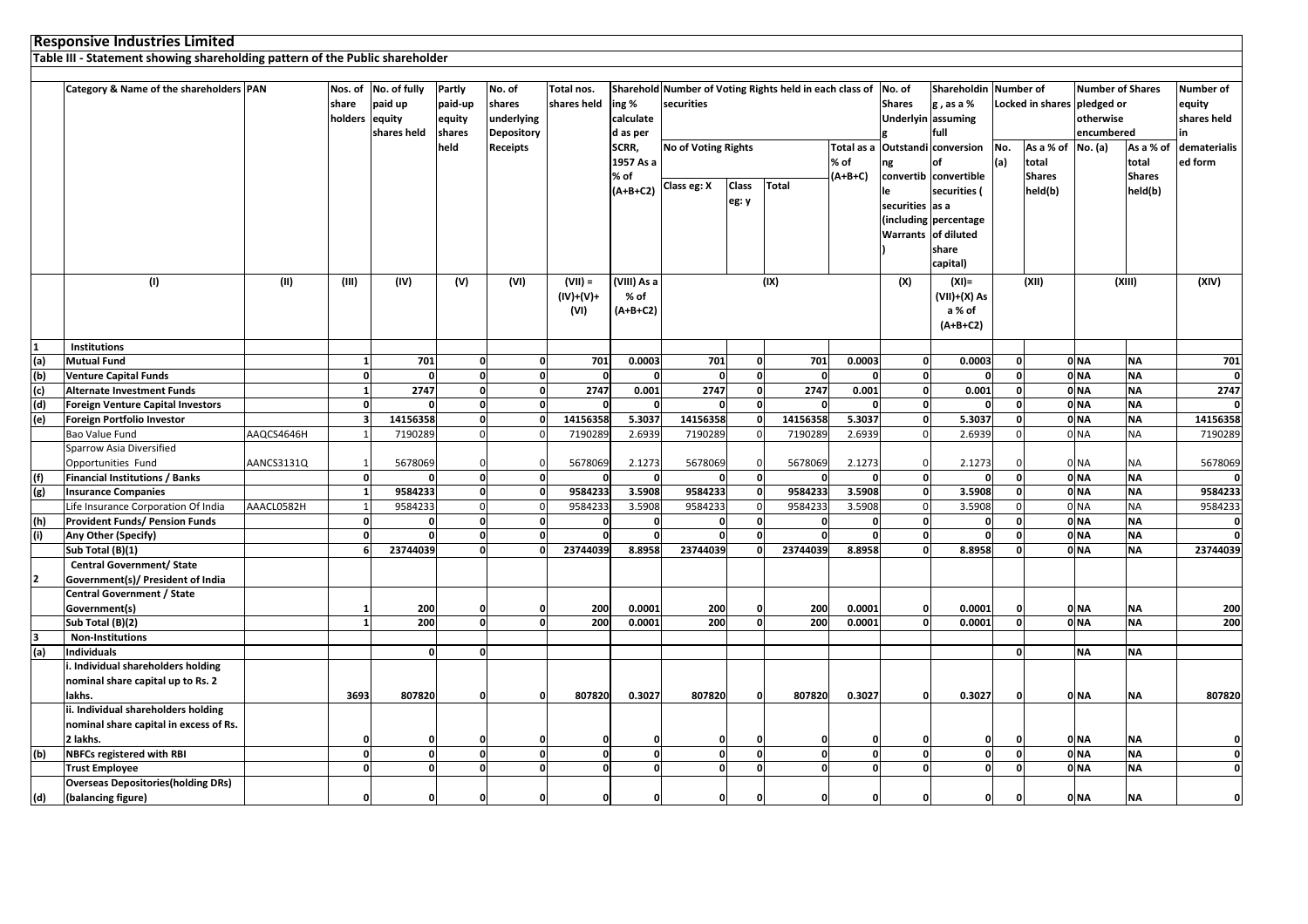# Responsive Industries Limited

## Table III - Statement showing shareholding pattern of the Public shareholder

| | Category & Name of the shareholders | PAN | Nos. of share holders | No. of fully paid up equity shares held | Partly paid-up equity shares held | No. of shares underlying Depository Receipts | Total nos. shares held | Shareholding % calculated as per SCRR, 1957 As a % of (A+B+C2) | Number of Voting Rights held in each class of securities | | | | No. of Shares Underlying Outstanding convertible securities (including Warrants) | Shareholding , as a % assuming full conversion of convertible securities ( as a percentage of diluted share capital) | Number of Locked in shares | | Number of Shares pledged or otherwise encumbered | | Number of equity shares held in dematerialised form |
|---|---|---|---|---|---|---|---|---|---|---|---|---|---|---|---|---|---|---|---|
| | | | | | | | | | No of Voting Rights | | | Total as a % of (A+B+C) | | | No. (a) | As a % of total Shares held(b) | No. (a) | As a % of total Shares held(b) | |
| | | | | | | | | | Class eg: X | Class eg: y | Total | | | | | | | | |
| | (I) | (II) | (III) | (IV) | (V) | (VI) | (VII) = (IV)+(V)+ (VI) | (VIII) As a % of (A+B+C2) | (IX) | | | | (X) | (XI)= (VII)+(X) As a % of (A+B+C2) | (XII) | | (XIII) | | (XIV) |
| **1** | **Institutions** | | | | | | | | | | | | | | | | | | |
| **(a)** | **Mutual Fund** | | **1** | **701** | **0** | **0** | **701** | **0.0003** | **701** | **0** | **701** | **0.0003** | **0** | **0.0003** | **0** | **0** | **NA** | **NA** | **701** |
| **(b)** | **Venture Capital Funds** | | **0** | **0** | **0** | **0** | **0** | **0** | **0** | **0** | **0** | **0** | **0** | **0** | **0** | **0** | **NA** | **NA** | **0** |
| **(c)** | **Alternate Investment Funds** | | **1** | **2747** | **0** | **0** | **2747** | **0.001** | **2747** | **0** | **2747** | **0.001** | **0** | **0.001** | **0** | **0** | **NA** | **NA** | **2747** |
| **(d)** | **Foreign Venture Capital Investors** | | **0** | **0** | **0** | **0** | **0** | **0** | **0** | **0** | **0** | **0** | **0** | **0** | **0** | **0** | **NA** | **NA** | **0** |
| **(e)** | **Foreign Portfolio Investor** | | **3** | **14156358** | **0** | **0** | **14156358** | **5.3037** | **14156358** | **0** | **14156358** | **5.3037** | **0** | **5.3037** | **0** | **0** | **NA** | **NA** | **14156358** |
| | Bao Value Fund | AAQCS4646H | 1 | 7190289 | 0 | 0 | 7190289 | 2.6939 | 7190289 | 0 | 7190289 | 2.6939 | 0 | 2.6939 | 0 | 0 | NA | NA | 7190289 |
| | Sparrow Asia Diversified Opportunities Fund | AANCS3131Q | 1 | 5678069 | 0 | 0 | 5678069 | 2.1273 | 5678069 | 0 | 5678069 | 2.1273 | 0 | 2.1273 | 0 | 0 | NA | NA | 5678069 |
| **(f)** | **Financial Institutions / Banks** | | **0** | **0** | **0** | **0** | **0** | **0** | **0** | **0** | **0** | **0** | **0** | **0** | **0** | **0** | **NA** | **NA** | **0** |
| **(g)** | **Insurance Companies** | | **1** | **9584233** | **0** | **0** | **9584233** | **3.5908** | **9584233** | **0** | **9584233** | **3.5908** | **0** | **3.5908** | **0** | **0** | **NA** | **NA** | **9584233** |
| | Life Insurance Corporation Of India | AAACL0582H | 1 | 9584233 | 0 | 0 | 9584233 | 3.5908 | 9584233 | 0 | 9584233 | 3.5908 | 0 | 3.5908 | 0 | 0 | NA | NA | 9584233 |
| **(h)** | **Provident Funds/ Pension Funds** | | **0** | **0** | **0** | **0** | **0** | **0** | **0** | **0** | **0** | **0** | **0** | **0** | **0** | **0** | **NA** | **NA** | **0** |
| **(i)** | **Any Other (Specify)** | | **0** | **0** | **0** | **0** | **0** | **0** | **0** | **0** | **0** | **0** | **0** | **0** | **0** | **0** | **NA** | **NA** | **0** |
| | **Sub Total (B)(1)** | | **6** | **23744039** | **0** | **0** | **23744039** | **8.8958** | **23744039** | **0** | **23744039** | **8.8958** | **0** | **8.8958** | **0** | **0** | **NA** | **NA** | **23744039** |
| **2** | **Central Government/ State Government(s)/ President of India** | | | | | | | | | | | | | | | | | | |
| | **Central Government / State Government(s)** | | **1** | **200** | **0** | **0** | **200** | **0.0001** | **200** | **0** | **200** | **0.0001** | **0** | **0.0001** | **0** | **0** | **NA** | **NA** | **200** |
| | **Sub Total (B)(2)** | | **1** | **200** | **0** | **0** | **200** | **0.0001** | **200** | **0** | **200** | **0.0001** | **0** | **0.0001** | **0** | **0** | **NA** | **NA** | **200** |
| **3** | **Non-Institutions** | | | | | | | | | | | | | | | | | | |
| **(a)** | **Individuals** | | | **0** | **0** | | | | | | | | | | **0** | | **NA** | **NA** | |
| | **i. Individual shareholders holding nominal share capital up to Rs. 2 lakhs.** | | **3693** | **807820** | **0** | **0** | **807820** | **0.3027** | **807820** | **0** | **807820** | **0.3027** | **0** | **0.3027** | **0** | **0** | **NA** | **NA** | **807820** |
| | **ii. Individual shareholders holding nominal share capital in excess of Rs. 2 lakhs.** | | **0** | **0** | **0** | **0** | **0** | **0** | **0** | **0** | **0** | **0** | **0** | **0** | **0** | **0** | **NA** | **NA** | **0** |
| **(b)** | **NBFCs registered with RBI** | | **0** | **0** | **0** | **0** | **0** | **0** | **0** | **0** | **0** | **0** | **0** | **0** | **0** | **0** | **NA** | **NA** | **0** |
| | **Trust Employee** | | **0** | **0** | **0** | **0** | **0** | **0** | **0** | **0** | **0** | **0** | **0** | **0** | **0** | **0** | **NA** | **NA** | **0** |
| **(d)** | **Overseas Depositories(holding DRs) (balancing figure)** | | **0** | **0** | **0** | **0** | **0** | **0** | **0** | **0** | **0** | **0** | **0** | **0** | **0** | **0** | **NA** | **NA** | **0** |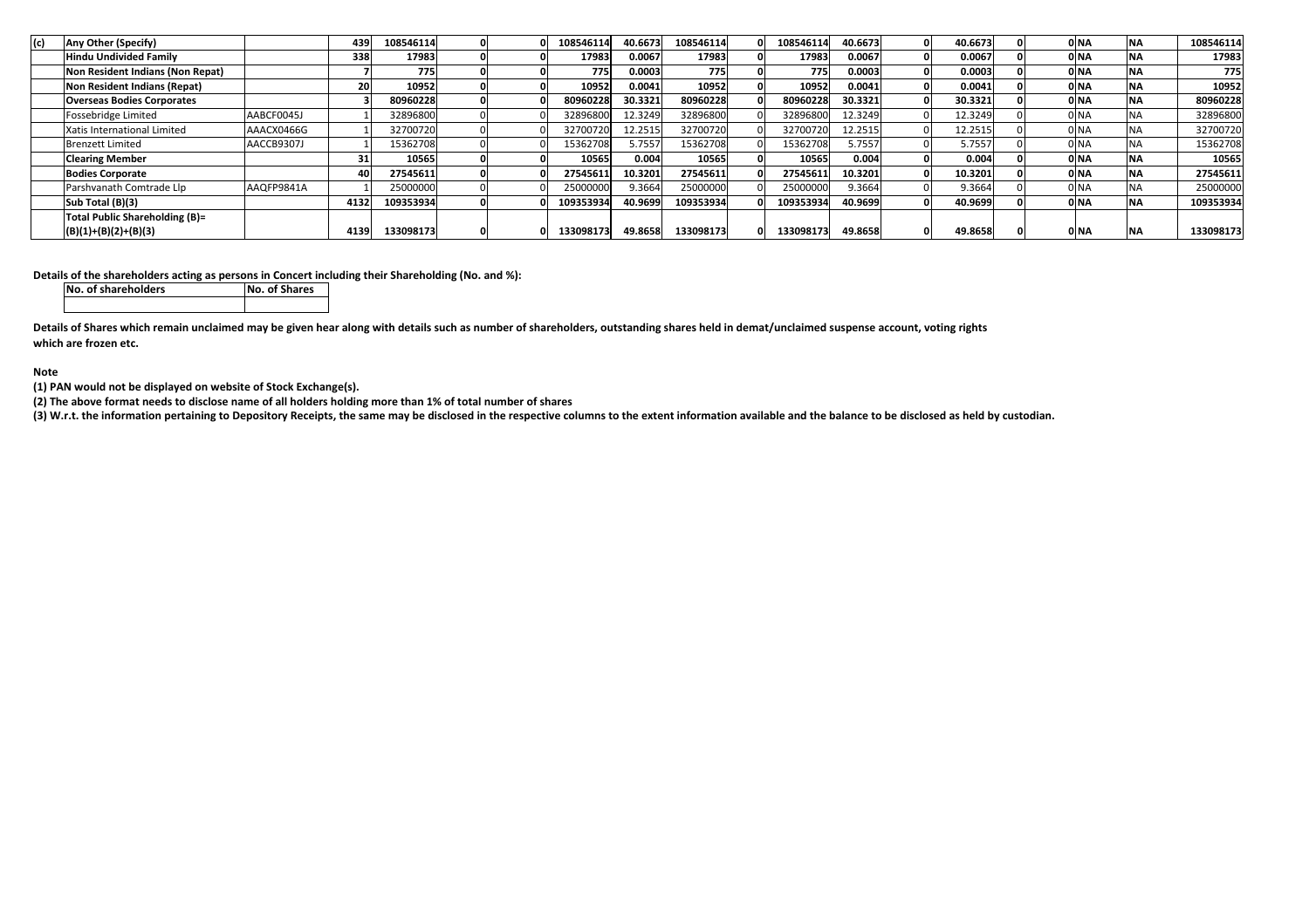| (c) | Any Other (Specify) | | 439 | 108546114 | 0 | 0 | 108546114 | 40.6673 | 108546114 | 0 | 108546114 | 40.6673 | 0 | 40.6673 | 0 | 0 | NA | NA | 108546114 |
|---|---|---|---|---|---|---|---|---|---|---|---|---|---|---|---|---|---|---|---|
| | Hindu Undivided Family | | 338 | 17983 | 0 | 0 | 17983 | 0.0067 | 17983 | 0 | 17983 | 0.0067 | 0 | 0.0067 | 0 | 0 | NA | NA | 17983 |
| | Non Resident Indians (Non Repat) | | 7 | 775 | 0 | 0 | 775 | 0.0003 | 775 | 0 | 775 | 0.0003 | 0 | 0.0003 | 0 | 0 | NA | NA | 775 |
| | Non Resident Indians (Repat) | | 20 | 10952 | 0 | 0 | 10952 | 0.0041 | 10952 | 0 | 10952 | 0.0041 | 0 | 0.0041 | 0 | 0 | NA | NA | 10952 |
| | Overseas Bodies Corporates | | 3 | 80960228 | 0 | 0 | 80960228 | 30.3321 | 80960228 | 0 | 80960228 | 30.3321 | 0 | 30.3321 | 0 | 0 | NA | NA | 80960228 |
| | Fossebridge Limited | AABCF0045J | 1 | 32896800 | 0 | 0 | 32896800 | 12.3249 | 32896800 | 0 | 32896800 | 12.3249 | 0 | 12.3249 | 0 | 0 | NA | NA | 32896800 |
| | Xatis International Limited | AAACX0466G | 1 | 32700720 | 0 | 0 | 32700720 | 12.2515 | 32700720 | 0 | 32700720 | 12.2515 | 0 | 12.2515 | 0 | 0 | NA | NA | 32700720 |
| | Brenzett Limited | AACCB9307J | 1 | 15362708 | 0 | 0 | 15362708 | 5.7557 | 15362708 | 0 | 15362708 | 5.7557 | 0 | 5.7557 | 0 | 0 | NA | NA | 15362708 |
| | Clearing Member | | 31 | 10565 | 0 | 0 | 10565 | 0.004 | 10565 | 0 | 10565 | 0.004 | 0 | 0.004 | 0 | 0 | NA | NA | 10565 |
| | Bodies Corporate | | 40 | 27545611 | 0 | 0 | 27545611 | 10.3201 | 27545611 | 0 | 27545611 | 10.3201 | 0 | 10.3201 | 0 | 0 | NA | NA | 27545611 |
| | Parshvanath Comtrade Llp | AAQFP9841A | 1 | 25000000 | 0 | 0 | 25000000 | 9.3664 | 25000000 | 0 | 25000000 | 9.3664 | 0 | 9.3664 | 0 | 0 | NA | NA | 25000000 |
| | Sub Total (B)(3) | | 4132 | 109353934 | 0 | 0 | 109353934 | 40.9699 | 109353934 | 0 | 109353934 | 40.9699 | 0 | 40.9699 | 0 | 0 | NA | NA | 109353934 |
| | Total Public Shareholding (B)= (B)(1)+(B)(2)+(B)(3) | | 4139 | 133098173 | 0 | 0 | 133098173 | 49.8658 | 133098173 | 0 | 133098173 | 49.8658 | 0 | 49.8658 | 0 | 0 | NA | NA | 133098173 |

**Details of the shareholders acting as persons in Concert including their Shareholding (No. and %):**

| No. of shareholders | No. of Shares |
|---|---|
| | |

**Details of Shares which remain unclaimed may be given hear along with details such as number of shareholders, outstanding shares held in demat/unclaimed suspense account, voting rights which are frozen etc.**

**Note**

**(1) PAN would not be displayed on website of Stock Exchange(s).**

**(2) The above format needs to disclose name of all holders holding more than 1% of total number of shares**

**(3) W.r.t. the information pertaining to Depository Receipts, the same may be disclosed in the respective columns to the extent information available and the balance to be disclosed as held by custodian.**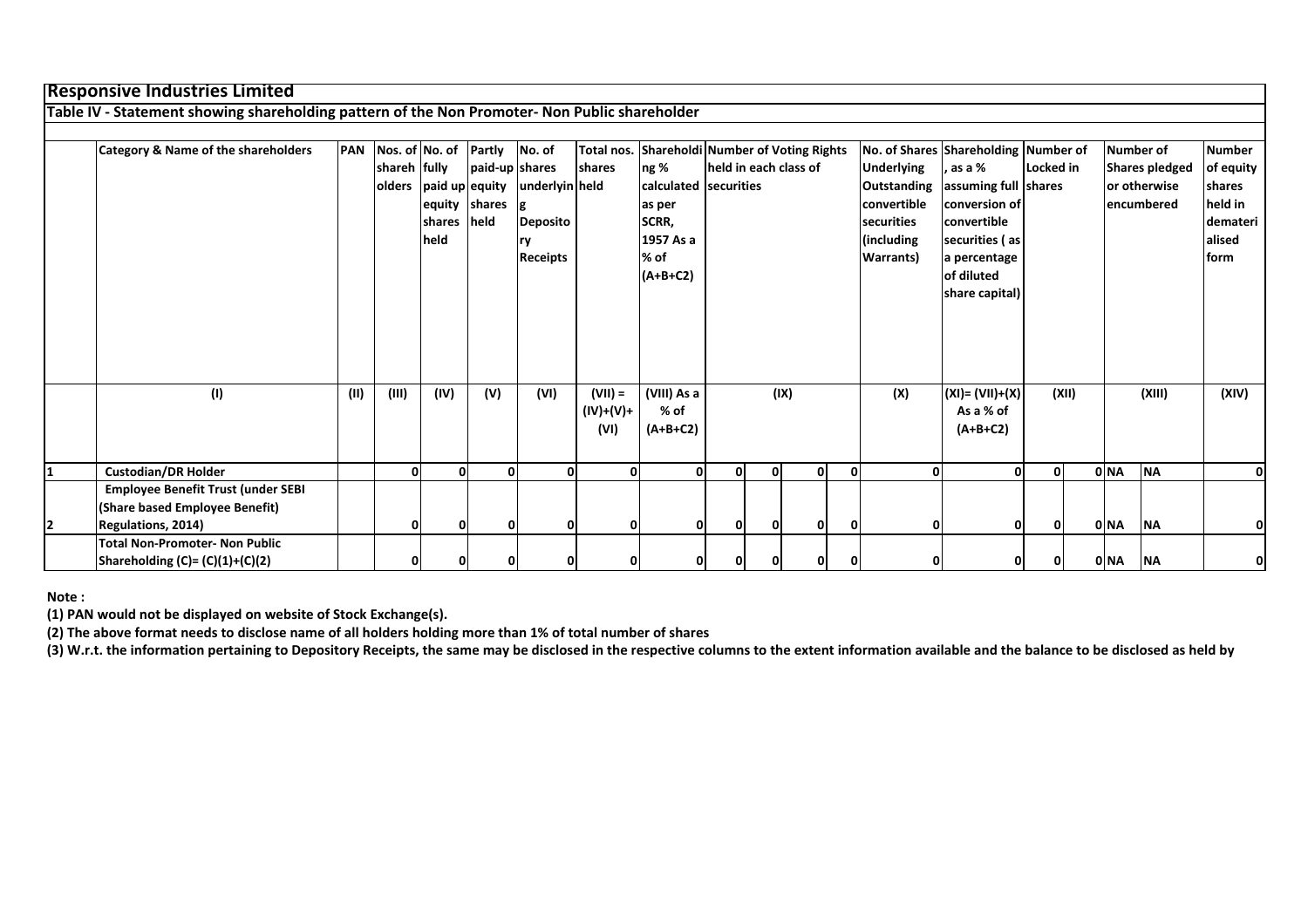## Responsive Industries Limited

### Table IV - Statement showing shareholding pattern of the Non Promoter- Non Public shareholder

| | Category & Name of the shareholders | PAN | Nos. of shareholders | No. of fully paid up equity shares held | Partly paid-up equity shares held | No. of shares underlying Depository Receipts | Total nos. shares held | Shareholding % calculated as per SCRR, 1957 As a % of (A+B+C2) | Number of Voting Rights held in each class of securities | | | | No. of Shares Underlying Outstanding convertible securities (including Warrants) | Shareholding , as a % assuming full conversion of convertible securities ( as a percentage of diluted share capital) | Number of Locked in shares | | Number of Shares pledged or otherwise encumbered | | Number of equity shares held in dematerialised form |
|---|---|---|---|---|---|---|---|---|---|---|---|---|---|---|---|---|---|---|---|
| | (I) | (II) | (III) | (IV) | (V) | (VI) | (VII) = (IV)+(V)+ (VI) | (VIII) As a % of (A+B+C2) | (IX) | | | | (X) | (XI)= (VII)+(X) As a % of (A+B+C2) | (XII) | | (XIII) | | (XIV) |
| 1 | Custodian/DR Holder | | 0 | 0 | 0 | 0 | 0 | 0 | 0 | 0 | 0 | 0 | 0 | 0 | 0 | 0 | NA | NA | 0 |
| 2 | Employee Benefit Trust (under SEBI (Share based Employee Benefit) Regulations, 2014) | | 0 | 0 | 0 | 0 | 0 | 0 | 0 | 0 | 0 | 0 | 0 | 0 | 0 | 0 | NA | NA | 0 |
| | Total Non-Promoter- Non Public Shareholding (C)= (C)(1)+(C)(2) | | 0 | 0 | 0 | 0 | 0 | 0 | 0 | 0 | 0 | 0 | 0 | 0 | 0 | 0 | NA | NA | 0 |

**Note :**

**(1) PAN would not be displayed on website of Stock Exchange(s).**

**(2) The above format needs to disclose name of all holders holding more than 1% of total number of shares**

**(3) W.r.t. the information pertaining to Depository Receipts, the same may be disclosed in the respective columns to the extent information available and the balance to be disclosed as held by**